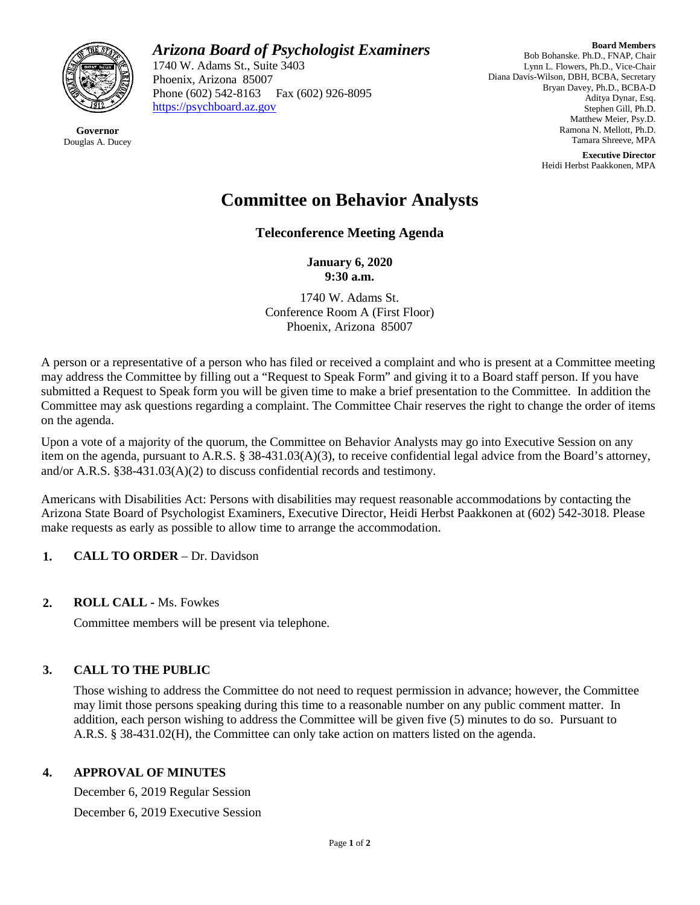**Arizona Board of Psychologist Examiners**

1740 W. Adams St., Suite 3403
Phoenix, Arizona 85007
Phone (602) 542-8163 Fax (602) 926-8095
https://psychboard.az.gov

**Governor**
Douglas A. Ducey

**Board Members**
Bob Bohanske. Ph.D., FNAP, Chair
Lynn L. Flowers, Ph.D., Vice-Chair
Diana Davis-Wilson, DBH, BCBA, Secretary
Bryan Davey, Ph.D., BCBA-D
Aditya Dynar, Esq.
Stephen Gill, Ph.D.
Matthew Meier, Psy.D.
Ramona N. Mellott, Ph.D.
Tamara Shreeve, MPA

**Executive Director**
Heidi Herbst Paakkonen, MPA

# Committee on Behavior Analysts

## Teleconference Meeting Agenda

**January 6, 2020**
**9:30 a.m.**

1740 W. Adams St.
Conference Room A (First Floor)
Phoenix, Arizona 85007

A person or a representative of a person who has filed or received a complaint and who is present at a Committee meeting may address the Committee by filling out a "Request to Speak Form" and giving it to a Board staff person. If you have submitted a Request to Speak form you will be given time to make a brief presentation to the Committee. In addition the Committee may ask questions regarding a complaint. The Committee Chair reserves the right to change the order of items on the agenda.

Upon a vote of a majority of the quorum, the Committee on Behavior Analysts may go into Executive Session on any item on the agenda, pursuant to A.R.S. § 38-431.03(A)(3), to receive confidential legal advice from the Board's attorney, and/or A.R.S. §38-431.03(A)(2) to discuss confidential records and testimony.

Americans with Disabilities Act: Persons with disabilities may request reasonable accommodations by contacting the Arizona State Board of Psychologist Examiners, Executive Director, Heidi Herbst Paakkonen at (602) 542-3018. Please make requests as early as possible to allow time to arrange the accommodation.

1. **CALL TO ORDER** – Dr. Davidson

2. **ROLL CALL -** Ms. Fowkes

   Committee members will be present via telephone.

3. **CALL TO THE PUBLIC**

   Those wishing to address the Committee do not need to request permission in advance; however, the Committee may limit those persons speaking during this time to a reasonable number on any public comment matter. In addition, each person wishing to address the Committee will be given five (5) minutes to do so. Pursuant to A.R.S. § 38-431.02(H), the Committee can only take action on matters listed on the agenda.

4. **APPROVAL OF MINUTES**

   December 6, 2019 Regular Session

   December 6, 2019 Executive Session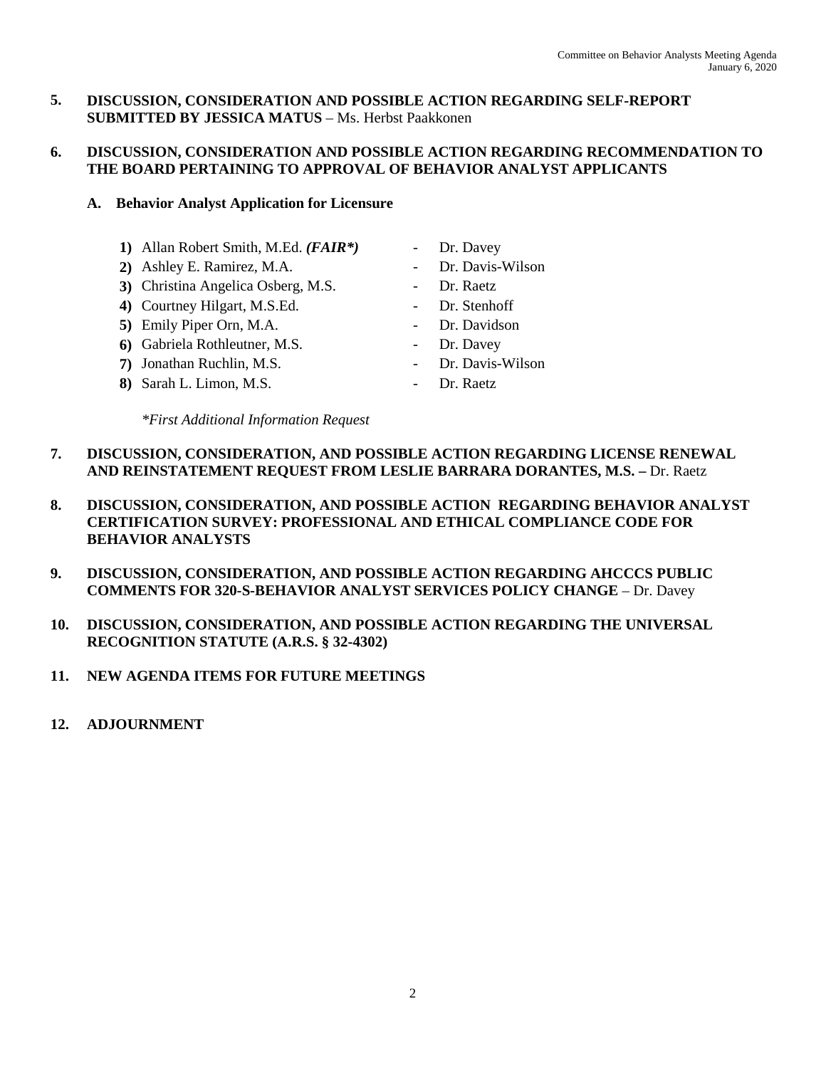**5. DISCUSSION, CONSIDERATION AND POSSIBLE ACTION REGARDING SELF-REPORT SUBMITTED BY JESSICA MATUS** – Ms. Herbst Paakkonen

**6. DISCUSSION, CONSIDERATION AND POSSIBLE ACTION REGARDING RECOMMENDATION TO THE BOARD PERTAINING TO APPROVAL OF BEHAVIOR ANALYST APPLICANTS**

**A. Behavior Analyst Application for Licensure**

**1)** Allan Robert Smith, M.Ed. ***(FAIR\*)*** - Dr. Davey
**2)** Ashley E. Ramirez, M.A. - Dr. Davis-Wilson
**3)** Christina Angelica Osberg, M.S. - Dr. Raetz
**4)** Courtney Hilgart, M.S.Ed. - Dr. Stenhoff
**5)** Emily Piper Orn, M.A. - Dr. Davidson
**6)** Gabriela Rothleutner, M.S. - Dr. Davey
**7)** Jonathan Ruchlin, M.S. - Dr. Davis-Wilson
**8)** Sarah L. Limon, M.S. - Dr. Raetz

*\*First Additional Information Request*

**7. DISCUSSION, CONSIDERATION, AND POSSIBLE ACTION REGARDING LICENSE RENEWAL AND REINSTATEMENT REQUEST FROM LESLIE BARRARA DORANTES, M.S. –** Dr. Raetz

**8. DISCUSSION, CONSIDERATION, AND POSSIBLE ACTION REGARDING BEHAVIOR ANALYST CERTIFICATION SURVEY: PROFESSIONAL AND ETHICAL COMPLIANCE CODE FOR BEHAVIOR ANALYSTS**

**9. DISCUSSION, CONSIDERATION, AND POSSIBLE ACTION REGARDING AHCCCS PUBLIC COMMENTS FOR 320-S-BEHAVIOR ANALYST SERVICES POLICY CHANGE** – Dr. Davey

**10. DISCUSSION, CONSIDERATION, AND POSSIBLE ACTION REGARDING THE UNIVERSAL RECOGNITION STATUTE (A.R.S. § 32-4302)**

**11. NEW AGENDA ITEMS FOR FUTURE MEETINGS**

**12. ADJOURNMENT**